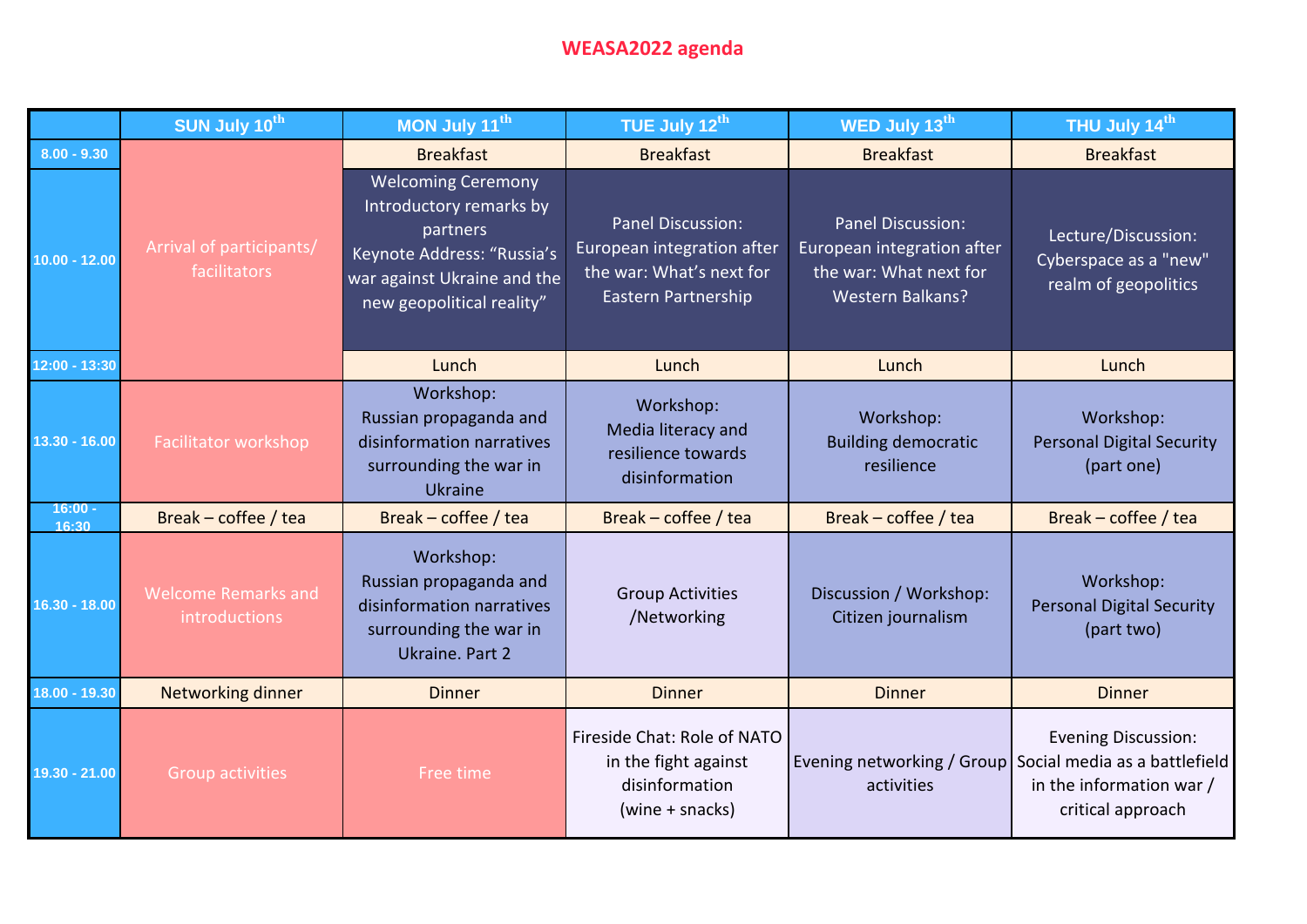# WEASA2022 agenda

| | SUN July 10th | MON July 11th | TUE July 12th | WED July 13th | THU July 14th |
|---|---|---|---|---|---|
| 8.00 - 9.30 | Arrival of participants/ facilitators | Breakfast | Breakfast | Breakfast | Breakfast |
| 10.00 - 12.00 | | Welcoming Ceremony Introductory remarks by partners Keynote Address: "Russia's war against Ukraine and the new geopolitical reality" | Panel Discussion: European integration after the war: What's next for Eastern Partnership | Panel Discussion: European integration after the war: What next for Western Balkans? | Lecture/Discussion: Cyberspace as a "new" realm of geopolitics |
| 12:00 - 13:30 | | Lunch | Lunch | Lunch | Lunch |
| 13.30 - 16.00 | Facilitator workshop | Workshop: Russian propaganda and disinformation narratives surrounding the war in Ukraine | Workshop: Media literacy and resilience towards disinformation | Workshop: Building democratic resilience | Workshop: Personal Digital Security (part one) |
| 16:00 - 16:30 | Break – coffee / tea | Break – coffee / tea | Break – coffee / tea | Break – coffee / tea | Break – coffee / tea |
| 16.30 - 18.00 | Welcome Remarks and introductions | Workshop: Russian propaganda and disinformation narratives surrounding the war in Ukraine. Part 2 | Group Activities /Networking | Discussion / Workshop: Citizen journalism | Workshop: Personal Digital Security (part two) |
| 18.00 - 19.30 | Networking dinner | Dinner | Dinner | Dinner | Dinner |
| 19.30 - 21.00 | Group activities | Free time | Fireside Chat: Role of NATO in the fight against disinformation (wine + snacks) | Evening networking / Group activities | Evening Discussion: Social media as a battlefield in the information war / critical approach |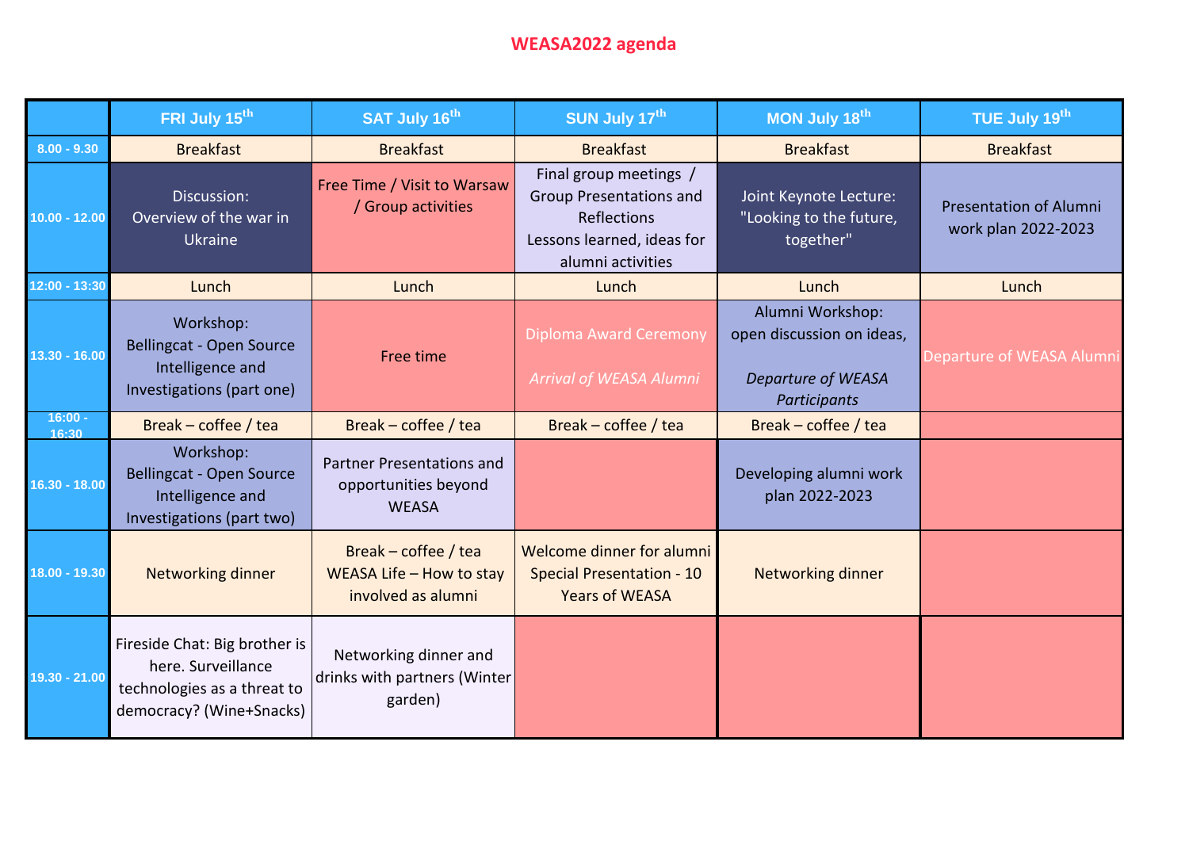# WEASA2022 agenda

| | FRI July 15th | SAT July 16th | SUN July 17th | MON July 18th | TUE July 19th |
|---|---|---|---|---|---|
| 8.00 - 9.30 | Breakfast | Breakfast | Breakfast | Breakfast | Breakfast |
| 10.00 - 12.00 | Discussion: Overview of the war in Ukraine | Free Time / Visit to Warsaw / Group activities | Final group meetings / Group Presentations and Reflections Lessons learned, ideas for alumni activities | Joint Keynote Lecture: "Looking to the future, together" | Presentation of Alumni work plan 2022-2023 |
| 12:00 - 13:30 | Lunch | Lunch | Lunch | Lunch | Lunch |
| 13.30 - 16.00 | Workshop: Bellingcat - Open Source Intelligence and Investigations (part one) | Free time | Diploma Award Ceremony *Arrival of WEASA Alumni* | Alumni Workshop: open discussion on ideas, *Departure of WEASA Participants* | Departure of WEASA Alumni |
| 16:00 - 16:30 | Break – coffee / tea | Break – coffee / tea | Break – coffee / tea | Break – coffee / tea | |
| 16.30 - 18.00 | Workshop: Bellingcat - Open Source Intelligence and Investigations (part two) | Partner Presentations and opportunities beyond WEASA | | Developing alumni work plan 2022-2023 | |
| 18.00 - 19.30 | Networking dinner | Break – coffee / tea WEASA Life – How to stay involved as alumni | Welcome dinner for alumni Special Presentation - 10 Years of WEASA | Networking dinner | |
| 19.30 - 21.00 | Fireside Chat: Big brother is here. Surveillance technologies as a threat to democracy? (Wine+Snacks) | Networking dinner and drinks with partners (Winter garden) | | | |